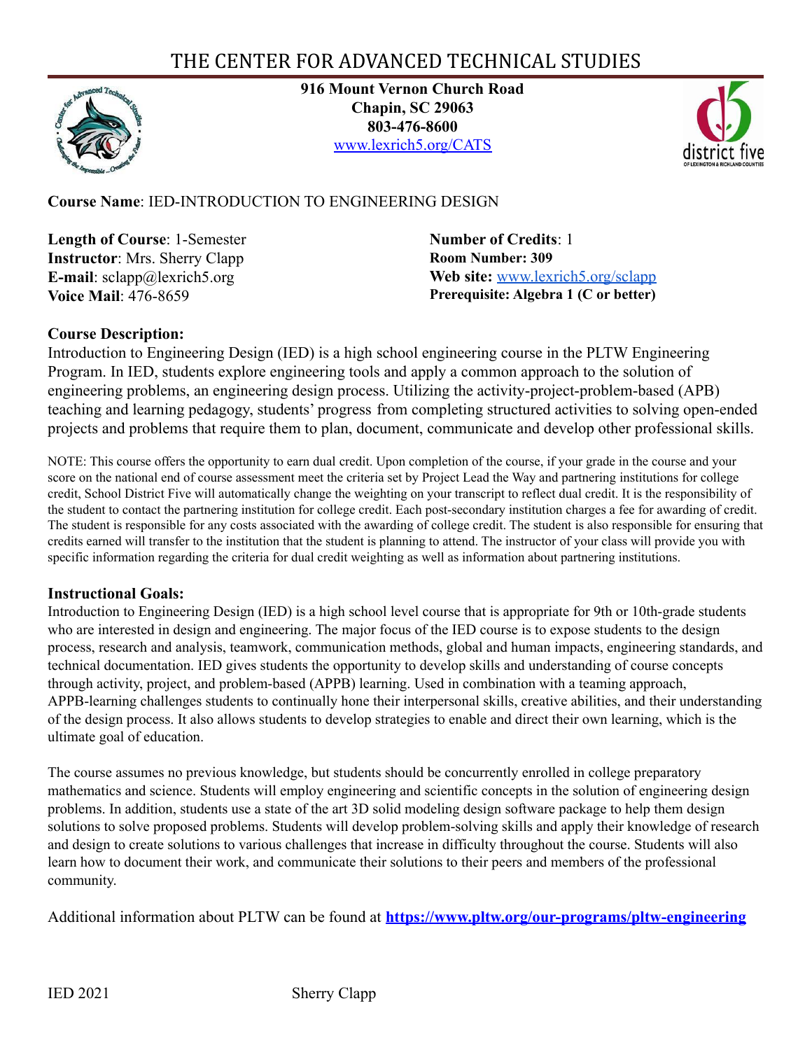# THE CENTER FOR ADVANCED TECHNICAL STUDIES

**916 Mount Vernon Church Road**
**Chapin, SC 29063**
**803-476-8600**
[www.lexrich5.org/CATS](http://www.lexrich5.org/CATS)

**Course Name**: IED-INTRODUCTION TO ENGINEERING DESIGN

**Length of Course**: 1-Semester
**Instructor**: Mrs. Sherry Clapp
**E-mail**: sclapp@lexrich5.org
**Voice Mail**: 476-8659

**Number of Credits**: 1
**Room Number: 309**
**Web site:** [www.lexrich5.org/sclapp](http://www.lexrich5.org/sclapp)
**Prerequisite: Algebra 1 (C or better)**

### Course Description:

Introduction to Engineering Design (IED) is a high school engineering course in the PLTW Engineering Program. In IED, students explore engineering tools and apply a common approach to the solution of engineering problems, an engineering design process. Utilizing the activity-project-problem-based (APB) teaching and learning pedagogy, students' progress from completing structured activities to solving open-ended projects and problems that require them to plan, document, communicate and develop other professional skills.

NOTE: This course offers the opportunity to earn dual credit. Upon completion of the course, if your grade in the course and your score on the national end of course assessment meet the criteria set by Project Lead the Way and partnering institutions for college credit, School District Five will automatically change the weighting on your transcript to reflect dual credit. It is the responsibility of the student to contact the partnering institution for college credit. Each post-secondary institution charges a fee for awarding of credit. The student is responsible for any costs associated with the awarding of college credit. The student is also responsible for ensuring that credits earned will transfer to the institution that the student is planning to attend. The instructor of your class will provide you with specific information regarding the criteria for dual credit weighting as well as information about partnering institutions.

### Instructional Goals:

Introduction to Engineering Design (IED) is a high school level course that is appropriate for 9th or 10th-grade students who are interested in design and engineering. The major focus of the IED course is to expose students to the design process, research and analysis, teamwork, communication methods, global and human impacts, engineering standards, and technical documentation. IED gives students the opportunity to develop skills and understanding of course concepts through activity, project, and problem-based (APPB) learning. Used in combination with a teaming approach, APPB-learning challenges students to continually hone their interpersonal skills, creative abilities, and their understanding of the design process. It also allows students to develop strategies to enable and direct their own learning, which is the ultimate goal of education.

The course assumes no previous knowledge, but students should be concurrently enrolled in college preparatory mathematics and science. Students will employ engineering and scientific concepts in the solution of engineering design problems. In addition, students use a state of the art 3D solid modeling design software package to help them design solutions to solve proposed problems. Students will develop problem-solving skills and apply their knowledge of research and design to create solutions to various challenges that increase in difficulty throughout the course. Students will also learn how to document their work, and communicate their solutions to their peers and members of the professional community.

Additional information about PLTW can be found at **[https://www.pltw.org/our-programs/pltw-engineering](https://www.pltw.org/our-programs/pltw-engineering)**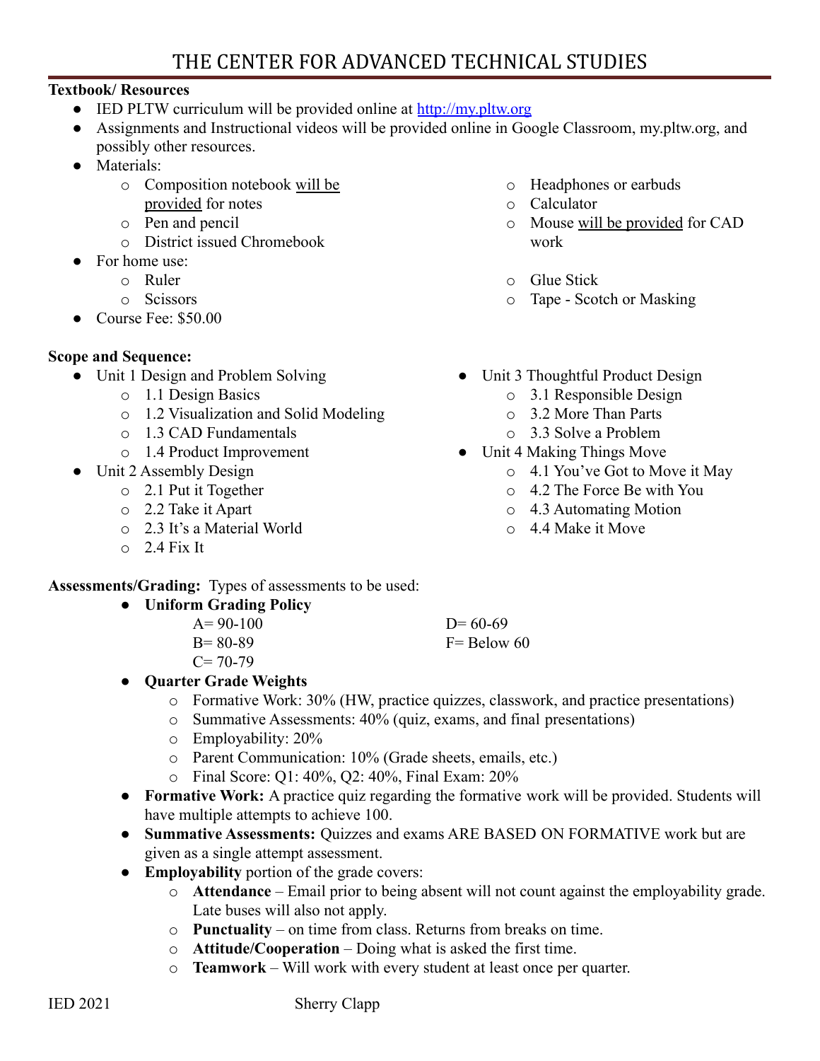# THE CENTER FOR ADVANCED TECHNICAL STUDIES

**Textbook/ Resources**

- IED PLTW curriculum will be provided online at [http://my.pltw.org](http://my.pltw.org)
- Assignments and Instructional videos will be provided online in Google Classroom, my.pltw.org, and possibly other resources.
- Materials:
  - Composition notebook <u>will be provided</u> for notes
  - Pen and pencil
  - District issued Chromebook
  - Headphones or earbuds
  - Calculator
  - Mouse <u>will be provided</u> for CAD work
- For home use:
  - Ruler
  - Scissors
  - Glue Stick
  - Tape - Scotch or Masking
- Course Fee: $50.00

**Scope and Sequence:**

- Unit 1 Design and Problem Solving
  - 1.1 Design Basics
  - 1.2 Visualization and Solid Modeling
  - 1.3 CAD Fundamentals
  - 1.4 Product Improvement
- Unit 2 Assembly Design
  - 2.1 Put it Together
  - 2.2 Take it Apart
  - 2.3 It's a Material World
  - 2.4 Fix It
- Unit 3 Thoughtful Product Design
  - 3.1 Responsible Design
  - 3.2 More Than Parts
  - 3.3 Solve a Problem
- Unit 4 Making Things Move
  - 4.1 You've Got to Move it May
  - 4.2 The Force Be with You
  - 4.3 Automating Motion
  - 4.4 Make it Move

**Assessments/Grading:** Types of assessments to be used:

- **Uniform Grading Policy**
  - A= 90-100
  - B= 80-89
  - C= 70-79
  - D= 60-69
  - F= Below 60
- **Quarter Grade Weights**
  - Formative Work: 30% (HW, practice quizzes, classwork, and practice presentations)
  - Summative Assessments: 40% (quiz, exams, and final presentations)
  - Employability: 20%
  - Parent Communication: 10% (Grade sheets, emails, etc.)
  - Final Score: Q1: 40%, Q2: 40%, Final Exam: 20%
- **Formative Work:** A practice quiz regarding the formative work will be provided. Students will have multiple attempts to achieve 100.
- **Summative Assessments:** Quizzes and exams ARE BASED ON FORMATIVE work but are given as a single attempt assessment.
- **Employability** portion of the grade covers:
  - **Attendance** – Email prior to being absent will not count against the employability grade. Late buses will also not apply.
  - **Punctuality** – on time from class. Returns from breaks on time.
  - **Attitude/Cooperation** – Doing what is asked the first time.
  - **Teamwork** – Will work with every student at least once per quarter.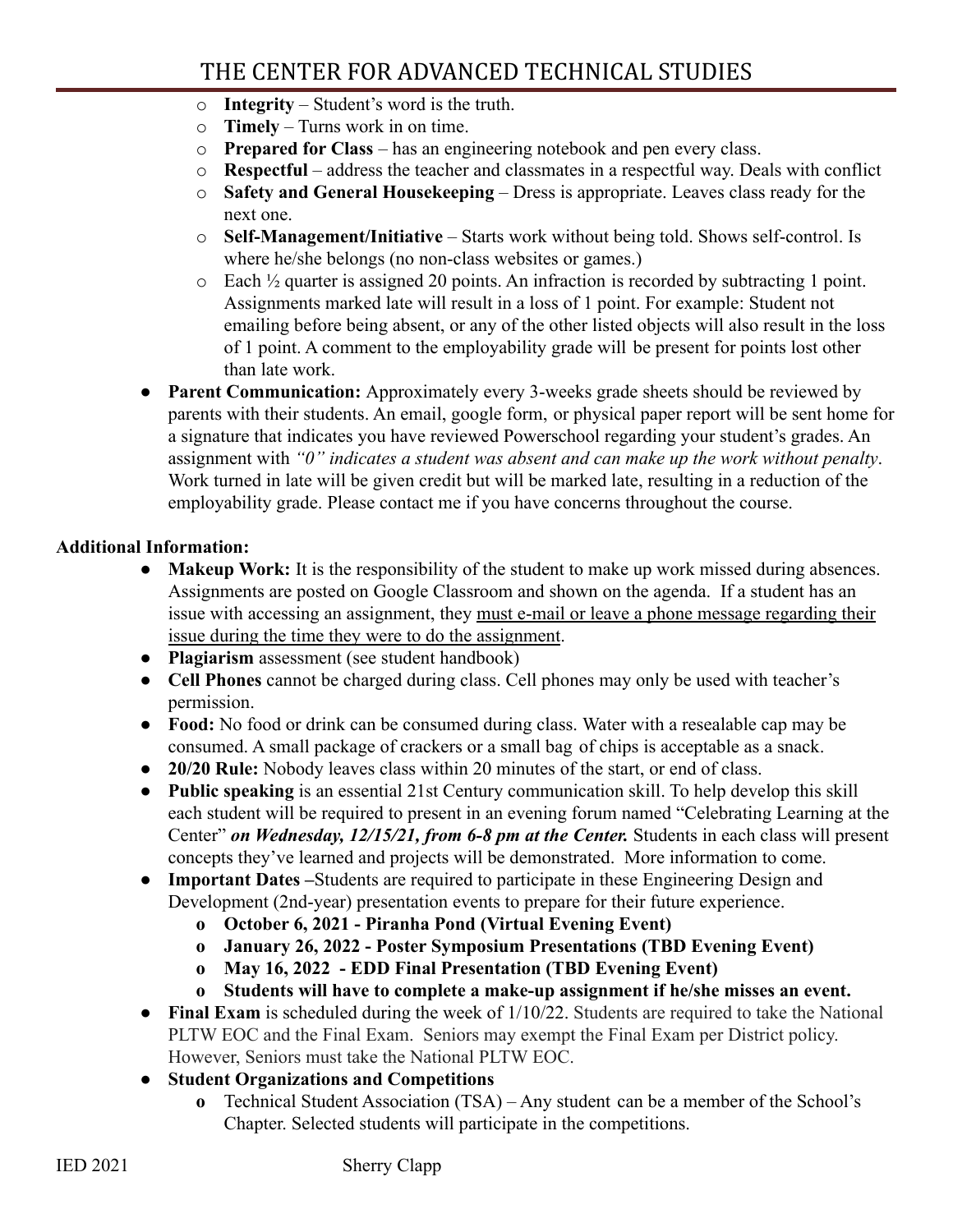- **Integrity** – Student's word is the truth.
  - **Timely** – Turns work in on time.
  - **Prepared for Class** – has an engineering notebook and pen every class.
  - **Respectful** – address the teacher and classmates in a respectful way. Deals with conflict
  - **Safety and General Housekeeping** – Dress is appropriate. Leaves class ready for the next one.
  - **Self-Management/Initiative** – Starts work without being told. Shows self-control. Is where he/she belongs (no non-class websites or games.)
  - Each ½ quarter is assigned 20 points. An infraction is recorded by subtracting 1 point. Assignments marked late will result in a loss of 1 point. For example: Student not emailing before being absent, or any of the other listed objects will also result in the loss of 1 point. A comment to the employability grade will be present for points lost other than late work.
- **Parent Communication:** Approximately every 3-weeks grade sheets should be reviewed by parents with their students. An email, google form, or physical paper report will be sent home for a signature that indicates you have reviewed Powerschool regarding your student's grades. An assignment with *"0" indicates a student was absent and can make up the work without penalty*. Work turned in late will be given credit but will be marked late, resulting in a reduction of the employability grade. Please contact me if you have concerns throughout the course.

**Additional Information:**

- **Makeup Work:** It is the responsibility of the student to make up work missed during absences. Assignments are posted on Google Classroom and shown on the agenda. If a student has an issue with accessing an assignment, they must e-mail or leave a phone message regarding their issue during the time they were to do the assignment.
- **Plagiarism** assessment (see student handbook)
- **Cell Phones** cannot be charged during class. Cell phones may only be used with teacher's permission.
- **Food:** No food or drink can be consumed during class. Water with a resealable cap may be consumed. A small package of crackers or a small bag of chips is acceptable as a snack.
- **20/20 Rule:** Nobody leaves class within 20 minutes of the start, or end of class.
- **Public speaking** is an essential 21st Century communication skill. To help develop this skill each student will be required to present in an evening forum named "Celebrating Learning at the Center" ***on Wednesday, 12/15/21, from 6-8 pm at the Center.*** Students in each class will present concepts they've learned and projects will be demonstrated. More information to come.
- **Important Dates** –Students are required to participate in these Engineering Design and Development (2nd-year) presentation events to prepare for their future experience.
  - **October 6, 2021 - Piranha Pond (Virtual Evening Event)**
  - **January 26, 2022 - Poster Symposium Presentations (TBD Evening Event)**
  - **May 16, 2022 - EDD Final Presentation (TBD Evening Event)**
  - **Students will have to complete a make-up assignment if he/she misses an event.**
- **Final Exam** is scheduled during the week of 1/10/22. Students are required to take the National PLTW EOC and the Final Exam. Seniors may exempt the Final Exam per District policy. However, Seniors must take the National PLTW EOC.
- **Student Organizations and Competitions**
  - Technical Student Association (TSA) – Any student can be a member of the School's Chapter. Selected students will participate in the competitions.